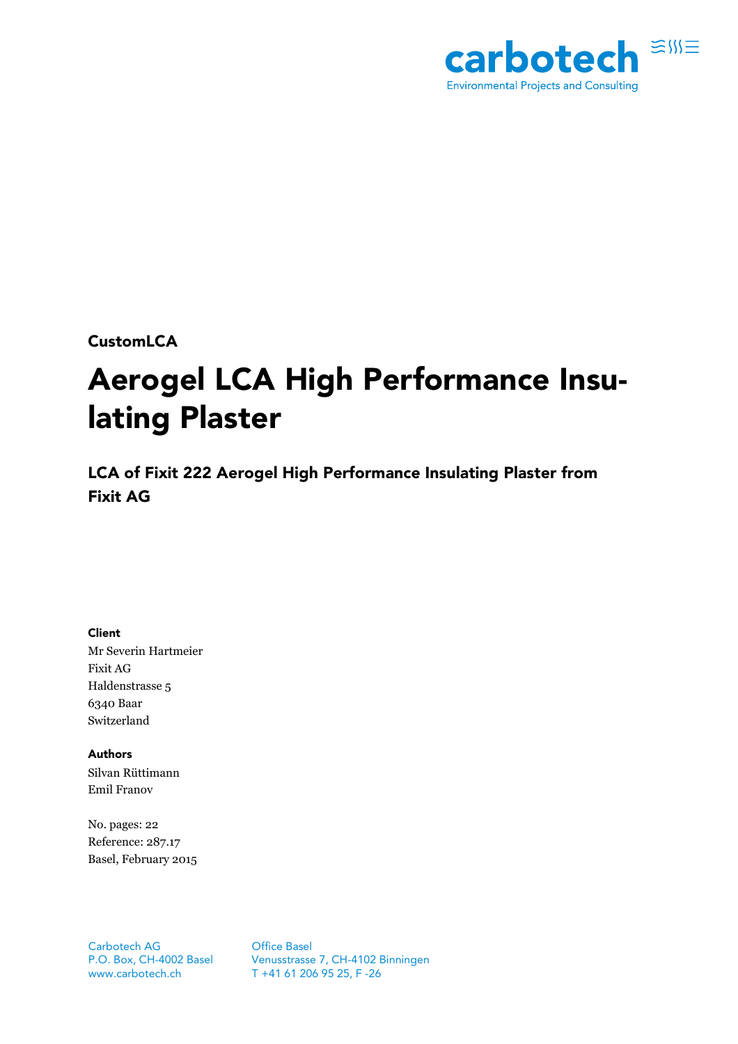carbotech

Environmental Projects and Consulting

**CustomLCA**

# Aerogel LCA High Performance Insulating Plaster

## LCA of Fixit 222 Aerogel High Performance Insulating Plaster from Fixit AG

**Client**

Mr Severin Hartmeier
Fixit AG
Haldenstrasse 5
6340 Baar
Switzerland

**Authors**

Silvan Rüttimann
Emil Franov

No. pages: 22
Reference: 287.17
Basel, February 2015

Carbotech AG
P.O. Box, CH-4002 Basel
www.carbotech.ch

Office Basel
Venusstrasse 7, CH-4102 Binningen
T +41 61 206 95 25, F -26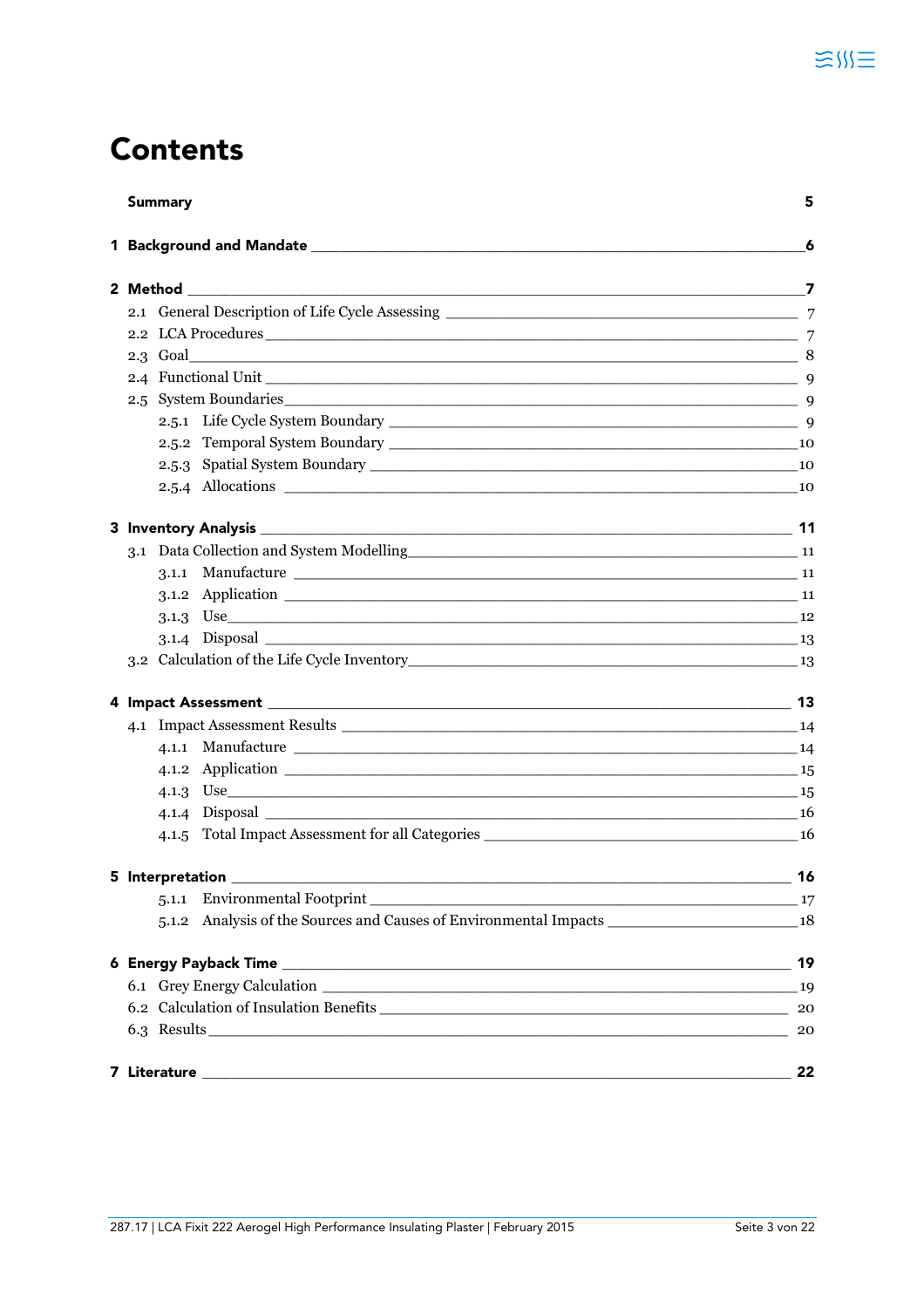# Contents

| | |
|---|---|
| **Summary** | **5** |
| **1 Background and Mandate** | **6** |
| **2 Method** | **7** |
| 2.1 General Description of Life Cycle Assessing | 7 |
| 2.2 LCA Procedures | 7 |
| 2.3 Goal | 8 |
| 2.4 Functional Unit | 9 |
| 2.5 System Boundaries | 9 |
| 2.5.1 Life Cycle System Boundary | 9 |
| 2.5.2 Temporal System Boundary | 10 |
| 2.5.3 Spatial System Boundary | 10 |
| 2.5.4 Allocations | 10 |
| **3 Inventory Analysis** | **11** |
| 3.1 Data Collection and System Modelling | 11 |
| 3.1.1 Manufacture | 11 |
| 3.1.2 Application | 11 |
| 3.1.3 Use | 12 |
| 3.1.4 Disposal | 13 |
| 3.2 Calculation of the Life Cycle Inventory | 13 |
| **4 Impact Assessment** | **13** |
| 4.1 Impact Assessment Results | 14 |
| 4.1.1 Manufacture | 14 |
| 4.1.2 Application | 15 |
| 4.1.3 Use | 15 |
| 4.1.4 Disposal | 16 |
| 4.1.5 Total Impact Assessment for all Categories | 16 |
| **5 Interpretation** | **16** |
| 5.1.1 Environmental Footprint | 17 |
| 5.1.2 Analysis of the Sources and Causes of Environmental Impacts | 18 |
| **6 Energy Payback Time** | **19** |
| 6.1 Grey Energy Calculation | 19 |
| 6.2 Calculation of Insulation Benefits | 20 |
| 6.3 Results | 20 |
| **7 Literature** | **22** |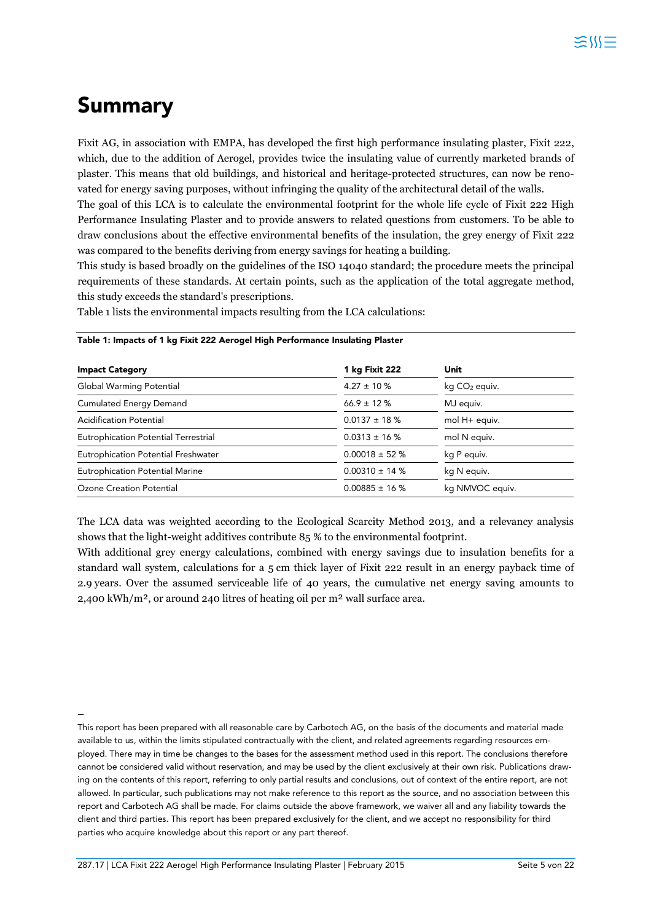# Summary

Fixit AG, in association with EMPA, has developed the first high performance insulating plaster, Fixit 222, which, due to the addition of Aerogel, provides twice the insulating value of currently marketed brands of plaster. This means that old buildings, and historical and heritage-protected structures, can now be renovated for energy saving purposes, without infringing the quality of the architectural detail of the walls.

The goal of this LCA is to calculate the environmental footprint for the whole life cycle of Fixit 222 High Performance Insulating Plaster and to provide answers to related questions from customers. To be able to draw conclusions about the effective environmental benefits of the insulation, the grey energy of Fixit 222 was compared to the benefits deriving from energy savings for heating a building.

This study is based broadly on the guidelines of the ISO 14040 standard; the procedure meets the principal requirements of these standards. At certain points, such as the application of the total aggregate method, this study exceeds the standard's prescriptions.

Table 1 lists the environmental impacts resulting from the LCA calculations:

**Table 1: Impacts of 1 kg Fixit 222 Aerogel High Performance Insulating Plaster**

| Impact Category | 1 kg Fixit 222 | Unit |
|---|---|---|
| Global Warming Potential | 4.27 ± 10 % | kg $CO_2$ equiv. |
| Cumulated Energy Demand | 66.9 ± 12 % | MJ equiv. |
| Acidification Potential | 0.0137 ± 18 % | mol H+ equiv. |
| Eutrophication Potential Terrestrial | 0.0313 ± 16 % | mol N equiv. |
| Eutrophication Potential Freshwater | 0.00018 ± 52 % | kg P equiv. |
| Eutrophication Potential Marine | 0.00310 ± 14 % | kg N equiv. |
| Ozone Creation Potential | 0.00885 ± 16 % | kg NMVOC equiv. |

The LCA data was weighted according to the Ecological Scarcity Method 2013, and a relevancy analysis shows that the light-weight additives contribute 85 % to the environmental footprint.

With additional grey energy calculations, combined with energy savings due to insulation benefits for a standard wall system, calculations for a 5 cm thick layer of Fixit 222 result in an energy payback time of 2.9 years. Over the assumed serviceable life of 40 years, the cumulative net energy saving amounts to 2,400 kWh/m², or around 240 litres of heating oil per m² wall surface area.

–

This report has been prepared with all reasonable care by Carbotech AG, on the basis of the documents and material made available to us, within the limits stipulated contractually with the client, and related agreements regarding resources employed. There may in time be changes to the bases for the assessment method used in this report. The conclusions therefore cannot be considered valid without reservation, and may be used by the client exclusively at their own risk. Publications drawing on the contents of this report, referring to only partial results and conclusions, out of context of the entire report, are not allowed. In particular, such publications may not make reference to this report as the source, and no association between this report and Carbotech AG shall be made. For claims outside the above framework, we waiver all and any liability towards the client and third parties. This report has been prepared exclusively for the client, and we accept no responsibility for third parties who acquire knowledge about this report or any part thereof.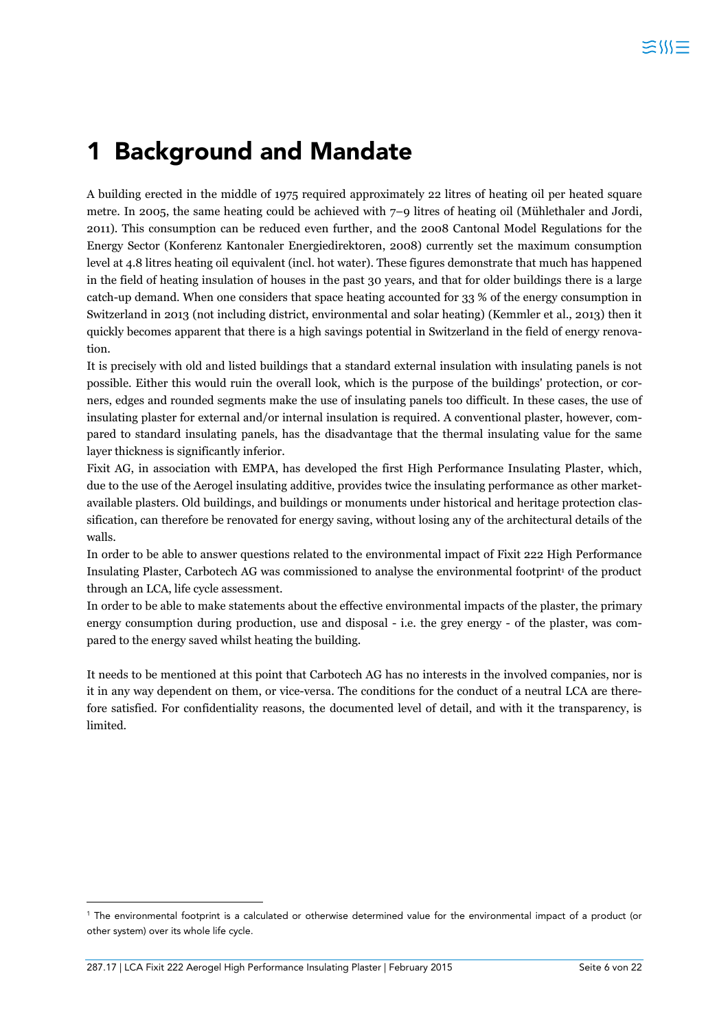# 1 Background and Mandate

A building erected in the middle of 1975 required approximately 22 litres of heating oil per heated square metre. In 2005, the same heating could be achieved with 7–9 litres of heating oil (Mühlethaler and Jordi, 2011). This consumption can be reduced even further, and the 2008 Cantonal Model Regulations for the Energy Sector (Konferenz Kantonaler Energiedirektoren, 2008) currently set the maximum consumption level at 4.8 litres heating oil equivalent (incl. hot water). These figures demonstrate that much has happened in the field of heating insulation of houses in the past 30 years, and that for older buildings there is a large catch-up demand. When one considers that space heating accounted for 33 % of the energy consumption in Switzerland in 2013 (not including district, environmental and solar heating) (Kemmler et al., 2013) then it quickly becomes apparent that there is a high savings potential in Switzerland in the field of energy renovation.

It is precisely with old and listed buildings that a standard external insulation with insulating panels is not possible. Either this would ruin the overall look, which is the purpose of the buildings' protection, or corners, edges and rounded segments make the use of insulating panels too difficult. In these cases, the use of insulating plaster for external and/or internal insulation is required. A conventional plaster, however, compared to standard insulating panels, has the disadvantage that the thermal insulating value for the same layer thickness is significantly inferior.

Fixit AG, in association with EMPA, has developed the first High Performance Insulating Plaster, which, due to the use of the Aerogel insulating additive, provides twice the insulating performance as other market-available plasters. Old buildings, and buildings or monuments under historical and heritage protection classification, can therefore be renovated for energy saving, without losing any of the architectural details of the walls.

In order to be able to answer questions related to the environmental impact of Fixit 222 High Performance Insulating Plaster, Carbotech AG was commissioned to analyse the environmental footprint[1] of the product through an LCA, life cycle assessment.

In order to be able to make statements about the effective environmental impacts of the plaster, the primary energy consumption during production, use and disposal - i.e. the grey energy - of the plaster, was compared to the energy saved whilst heating the building.

It needs to be mentioned at this point that Carbotech AG has no interests in the involved companies, nor is it in any way dependent on them, or vice-versa. The conditions for the conduct of a neutral LCA are therefore satisfied. For confidentiality reasons, the documented level of detail, and with it the transparency, is limited.

[1] The environmental footprint is a calculated or otherwise determined value for the environmental impact of a product (or other system) over its whole life cycle.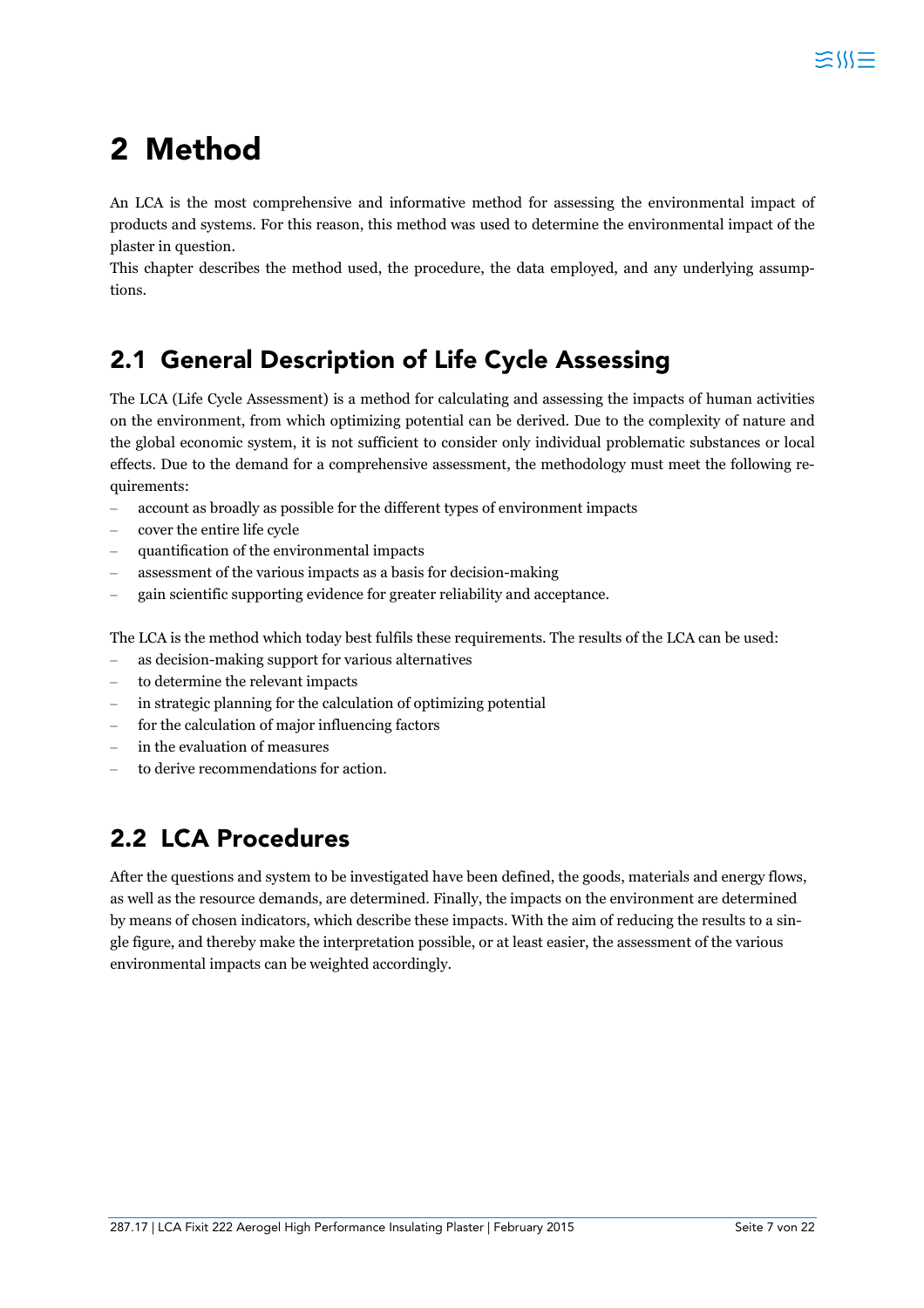# 2 Method

An LCA is the most comprehensive and informative method for assessing the environmental impact of products and systems. For this reason, this method was used to determine the environmental impact of the plaster in question.
This chapter describes the method used, the procedure, the data employed, and any underlying assumptions.

## 2.1 General Description of Life Cycle Assessing

The LCA (Life Cycle Assessment) is a method for calculating and assessing the impacts of human activities on the environment, from which optimizing potential can be derived. Due to the complexity of nature and the global economic system, it is not sufficient to consider only individual problematic substances or local effects. Due to the demand for a comprehensive assessment, the methodology must meet the following requirements:

- account as broadly as possible for the different types of environment impacts
- cover the entire life cycle
- quantification of the environmental impacts
- assessment of the various impacts as a basis for decision-making
- gain scientific supporting evidence for greater reliability and acceptance.

The LCA is the method which today best fulfils these requirements. The results of the LCA can be used:

- as decision-making support for various alternatives
- to determine the relevant impacts
- in strategic planning for the calculation of optimizing potential
- for the calculation of major influencing factors
- in the evaluation of measures
- to derive recommendations for action.

## 2.2 LCA Procedures

After the questions and system to be investigated have been defined, the goods, materials and energy flows, as well as the resource demands, are determined. Finally, the impacts on the environment are determined by means of chosen indicators, which describe these impacts. With the aim of reducing the results to a single figure, and thereby make the interpretation possible, or at least easier, the assessment of the various environmental impacts can be weighted accordingly.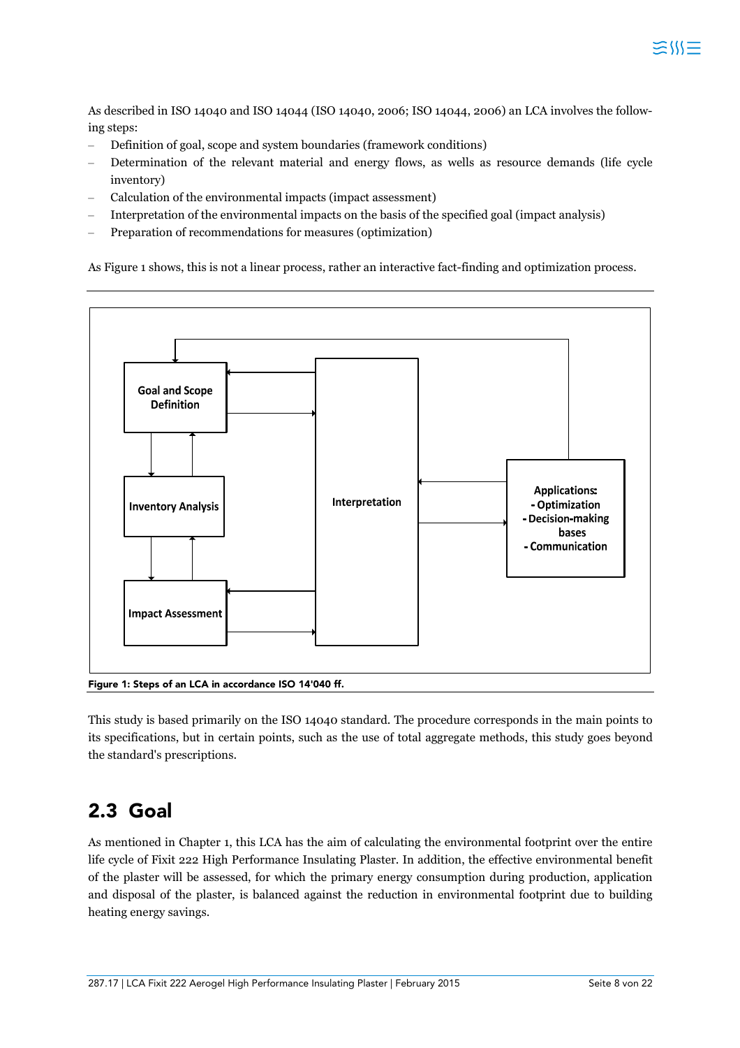As described in ISO 14040 and ISO 14044 (ISO 14040, 2006; ISO 14044, 2006) an LCA involves the following steps:

- Definition of goal, scope and system boundaries (framework conditions)
- Determination of the relevant material and energy flows, as wells as resource demands (life cycle inventory)
- Calculation of the environmental impacts (impact assessment)
- Interpretation of the environmental impacts on the basis of the specified goal (impact analysis)
- Preparation of recommendations for measures (optimization)

As Figure 1 shows, this is not a linear process, rather an interactive fact-finding and optimization process.

Goal and Scope Definition

Inventory Analysis

Impact Assessment

Interpretation

Applications:
- Optimization
- Decision-making bases
- Communication

**Figure 1: Steps of an LCA in accordance ISO 14'040 ff.**

This study is based primarily on the ISO 14040 standard. The procedure corresponds in the main points to its specifications, but in certain points, such as the use of total aggregate methods, this study goes beyond the standard's prescriptions.

## 2.3 Goal

As mentioned in Chapter 1, this LCA has the aim of calculating the environmental footprint over the entire life cycle of Fixit 222 High Performance Insulating Plaster. In addition, the effective environmental benefit of the plaster will be assessed, for which the primary energy consumption during production, application and disposal of the plaster, is balanced against the reduction in environmental footprint due to building heating energy savings.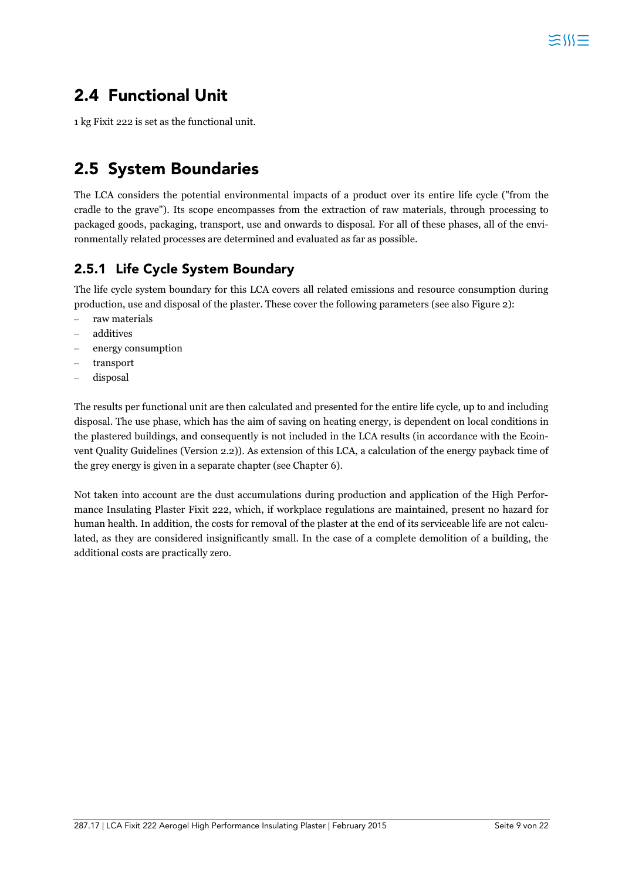## 2.4 Functional Unit

1 kg Fixit 222 is set as the functional unit.

## 2.5 System Boundaries

The LCA considers the potential environmental impacts of a product over its entire life cycle ("from the cradle to the grave"). Its scope encompasses from the extraction of raw materials, through processing to packaged goods, packaging, transport, use and onwards to disposal. For all of these phases, all of the environmentally related processes are determined and evaluated as far as possible.

### 2.5.1 Life Cycle System Boundary

The life cycle system boundary for this LCA covers all related emissions and resource consumption during production, use and disposal of the plaster. These cover the following parameters (see also Figure 2):

- raw materials
- additives
- energy consumption
- transport
- disposal

The results per functional unit are then calculated and presented for the entire life cycle, up to and including disposal. The use phase, which has the aim of saving on heating energy, is dependent on local conditions in the plastered buildings, and consequently is not included in the LCA results (in accordance with the Ecoinvent Quality Guidelines (Version 2.2)). As extension of this LCA, a calculation of the energy payback time of the grey energy is given in a separate chapter (see Chapter 6).

Not taken into account are the dust accumulations during production and application of the High Performance Insulating Plaster Fixit 222, which, if workplace regulations are maintained, present no hazard for human health. In addition, the costs for removal of the plaster at the end of its serviceable life are not calculated, as they are considered insignificantly small. In the case of a complete demolition of a building, the additional costs are practically zero.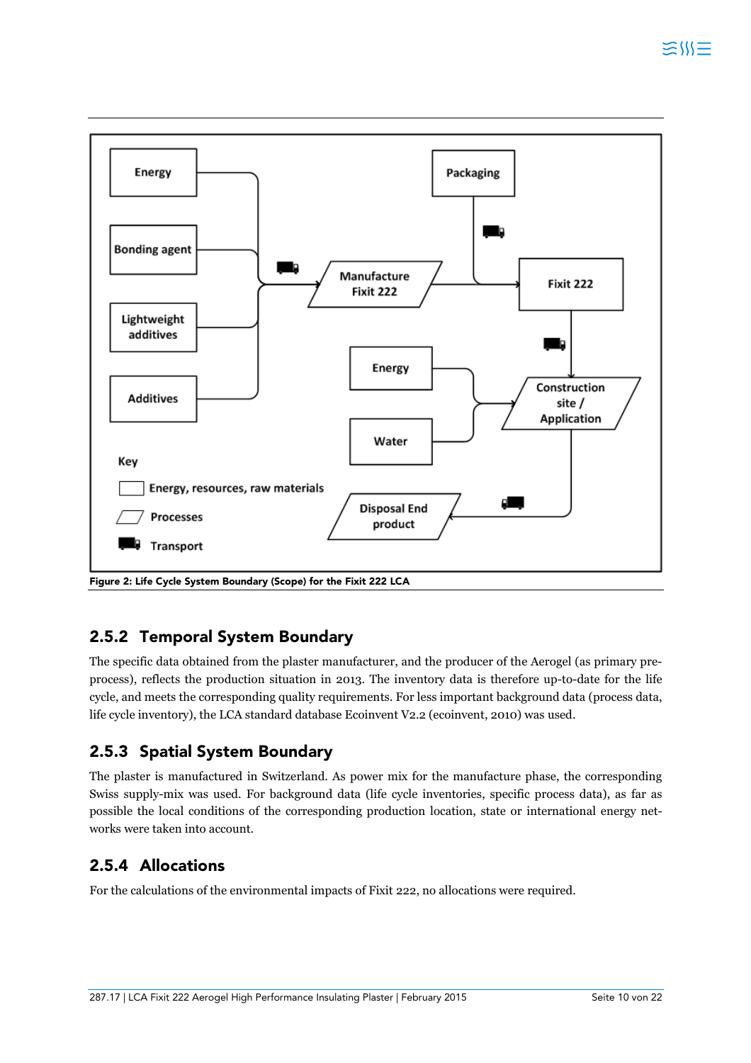Figure 2: Life Cycle System Boundary (Scope) for the Fixit 222 LCA

### 2.5.2 Temporal System Boundary

The specific data obtained from the plaster manufacturer, and the producer of the Aerogel (as primary pre-process), reflects the production situation in 2013. The inventory data is therefore up-to-date for the life cycle, and meets the corresponding quality requirements. For less important background data (process data, life cycle inventory), the LCA standard database Ecoinvent V2.2 (ecoinvent, 2010) was used.

### 2.5.3 Spatial System Boundary

The plaster is manufactured in Switzerland. As power mix for the manufacture phase, the corresponding Swiss supply-mix was used. For background data (life cycle inventories, specific process data), as far as possible the local conditions of the corresponding production location, state or international energy networks were taken into account.

### 2.5.4 Allocations

For the calculations of the environmental impacts of Fixit 222, no allocations were required.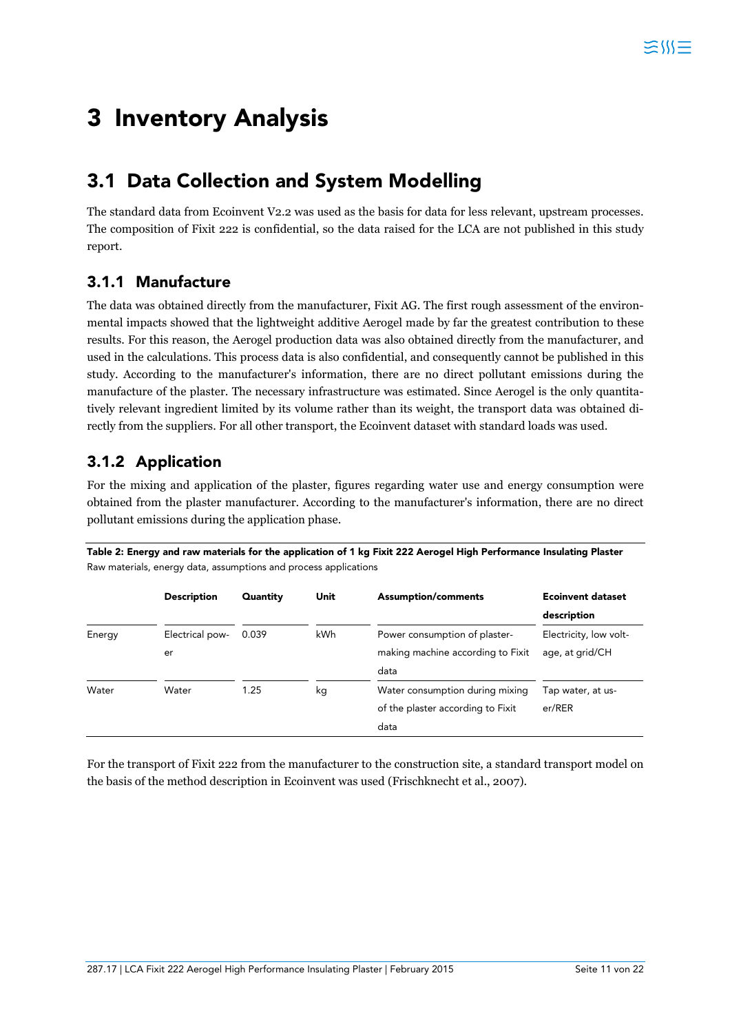# 3 Inventory Analysis

## 3.1 Data Collection and System Modelling

The standard data from Ecoinvent V2.2 was used as the basis for data for less relevant, upstream processes. The composition of Fixit 222 is confidential, so the data raised for the LCA are not published in this study report.

### 3.1.1 Manufacture

The data was obtained directly from the manufacturer, Fixit AG. The first rough assessment of the environmental impacts showed that the lightweight additive Aerogel made by far the greatest contribution to these results. For this reason, the Aerogel production data was also obtained directly from the manufacturer, and used in the calculations. This process data is also confidential, and consequently cannot be published in this study. According to the manufacturer's information, there are no direct pollutant emissions during the manufacture of the plaster. The necessary infrastructure was estimated. Since Aerogel is the only quantitatively relevant ingredient limited by its volume rather than its weight, the transport data was obtained directly from the suppliers. For all other transport, the Ecoinvent dataset with standard loads was used.

### 3.1.2 Application

For the mixing and application of the plaster, figures regarding water use and energy consumption were obtained from the plaster manufacturer. According to the manufacturer's information, there are no direct pollutant emissions during the application phase.

**Table 2: Energy and raw materials for the application of 1 kg Fixit 222 Aerogel High Performance Insulating Plaster**
Raw materials, energy data, assumptions and process applications

| | Description | Quantity | Unit | Assumption/comments | Ecoinvent dataset description |
|---|---|---|---|---|---|
| Energy | Electrical power | 0.039 | kWh | Power consumption of plaster-making machine according to Fixit data | Electricity, low voltage, at grid/CH |
| Water | Water | 1.25 | kg | Water consumption during mixing of the plaster according to Fixit data | Tap water, at user/RER |

For the transport of Fixit 222 from the manufacturer to the construction site, a standard transport model on the basis of the method description in Ecoinvent was used (Frischknecht et al., 2007).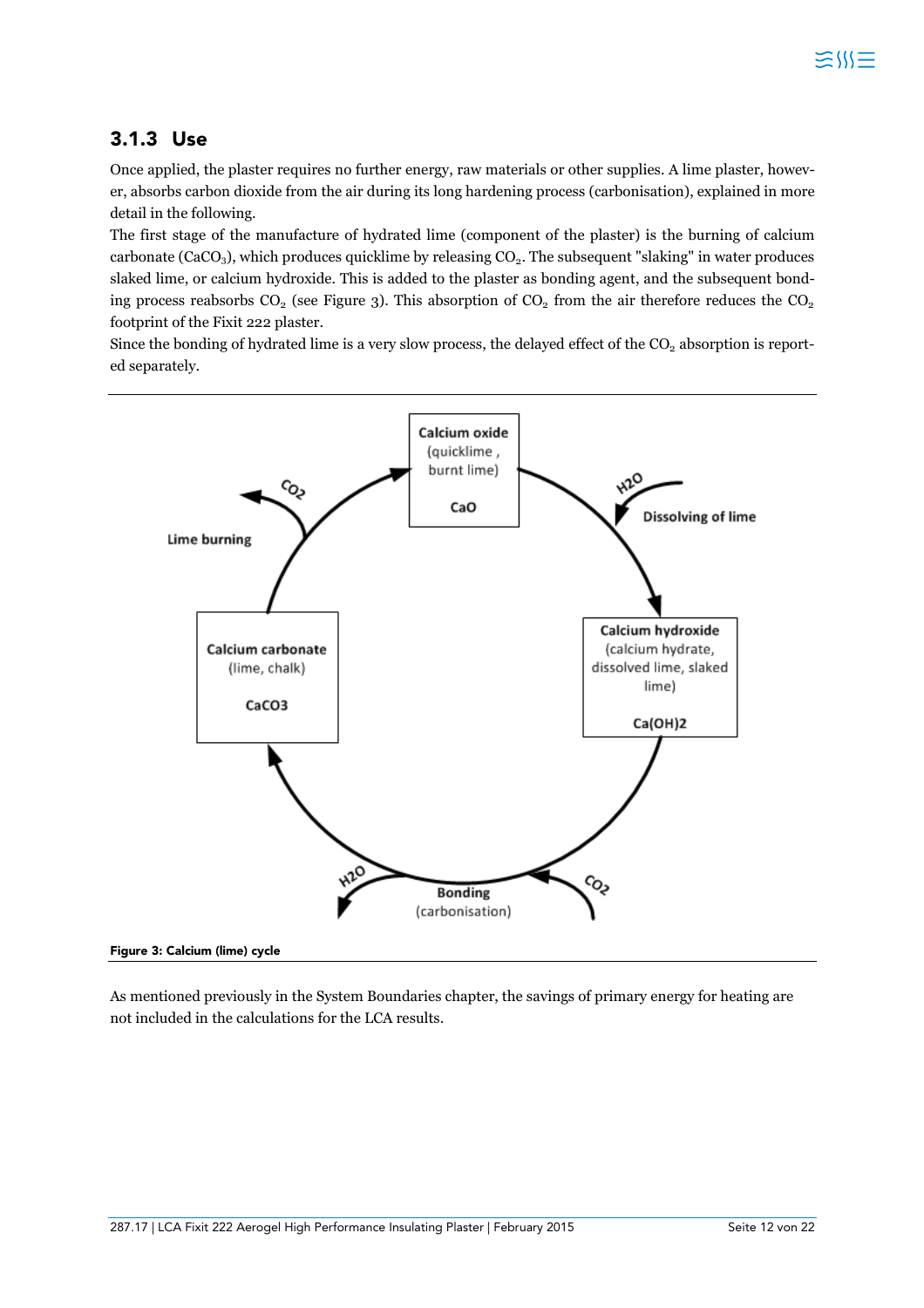### 3.1.3 Use

Once applied, the plaster requires no further energy, raw materials or other supplies. A lime plaster, however, absorbs carbon dioxide from the air during its long hardening process (carbonisation), explained in more detail in the following.

The first stage of the manufacture of hydrated lime (component of the plaster) is the burning of calcium carbonate ($CaCO_3$), which produces quicklime by releasing $CO_2$. The subsequent "slaking" in water produces slaked lime, or calcium hydroxide. This is added to the plaster as bonding agent, and the subsequent bonding process reabsorbs $CO_2$ (see Figure 3). This absorption of $CO_2$ from the air therefore reduces the $CO_2$ footprint of the Fixit 222 plaster.

Since the bonding of hydrated lime is a very slow process, the delayed effect of the $CO_2$ absorption is reported separately.

**Figure 3: Calcium (lime) cycle**

As mentioned previously in the System Boundaries chapter, the savings of primary energy for heating are not included in the calculations for the LCA results.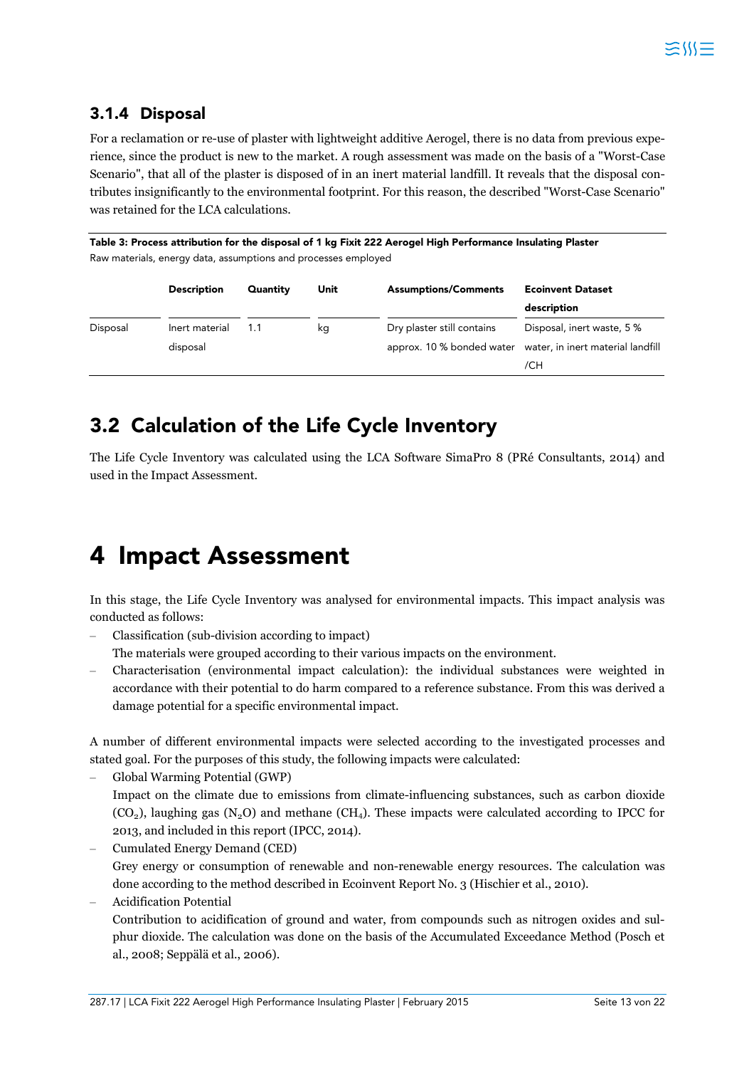### 3.1.4 Disposal

For a reclamation or re-use of plaster with lightweight additive Aerogel, there is no data from previous experience, since the product is new to the market. A rough assessment was made on the basis of a "Worst-Case Scenario", that all of the plaster is disposed of in an inert material landfill. It reveals that the disposal contributes insignificantly to the environmental footprint. For this reason, the described "Worst-Case Scenario" was retained for the LCA calculations.

**Table 3: Process attribution for the disposal of 1 kg Fixit 222 Aerogel High Performance Insulating Plaster**
Raw materials, energy data, assumptions and processes employed

| | Description | Quantity | Unit | Assumptions/Comments | Ecoinvent Dataset description |
|---|---|---|---|---|---|
| Disposal | Inert material disposal | 1.1 | kg | Dry plaster still contains approx. 10 % bonded water | Disposal, inert waste, 5 % water, in inert material landfill /CH |

## 3.2 Calculation of the Life Cycle Inventory

The Life Cycle Inventory was calculated using the LCA Software SimaPro 8 (PRé Consultants, 2014) and used in the Impact Assessment.

# 4 Impact Assessment

In this stage, the Life Cycle Inventory was analysed for environmental impacts. This impact analysis was conducted as follows:

- Classification (sub-division according to impact)
  The materials were grouped according to their various impacts on the environment.
- Characterisation (environmental impact calculation): the individual substances were weighted in accordance with their potential to do harm compared to a reference substance. From this was derived a damage potential for a specific environmental impact.

A number of different environmental impacts were selected according to the investigated processes and stated goal. For the purposes of this study, the following impacts were calculated:

- Global Warming Potential (GWP)
  Impact on the climate due to emissions from climate-influencing substances, such as carbon dioxide ($CO_2$), laughing gas ($N_2O$) and methane ($CH_4$). These impacts were calculated according to IPCC for 2013, and included in this report (IPCC, 2014).
- Cumulated Energy Demand (CED)
  Grey energy or consumption of renewable and non-renewable energy resources. The calculation was done according to the method described in Ecoinvent Report No. 3 (Hischier et al., 2010).
- Acidification Potential
  Contribution to acidification of ground and water, from compounds such as nitrogen oxides and sulphur dioxide. The calculation was done on the basis of the Accumulated Exceedance Method (Posch et al., 2008; Seppälä et al., 2006).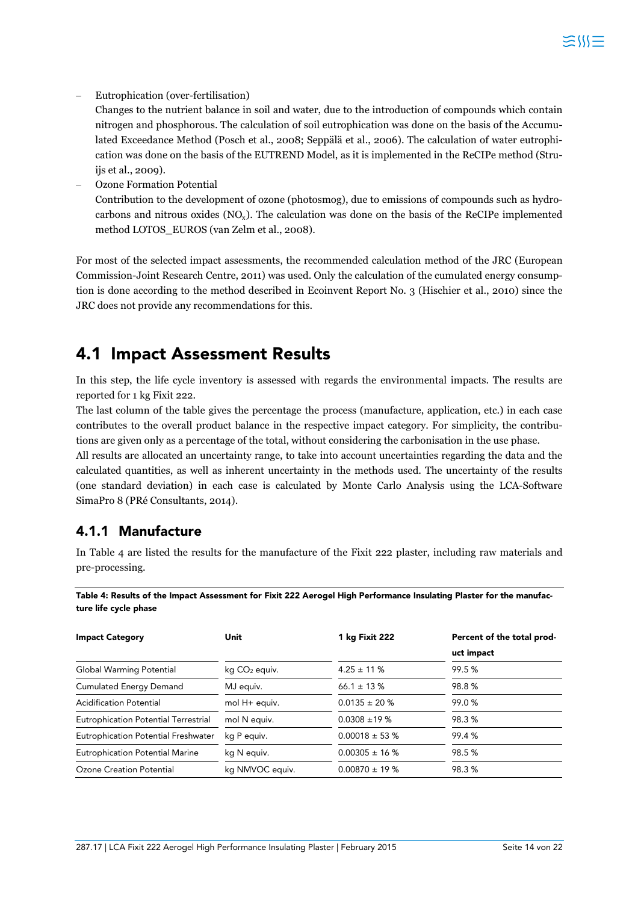- Eutrophication (over-fertilisation)
  Changes to the nutrient balance in soil and water, due to the introduction of compounds which contain nitrogen and phosphorous. The calculation of soil eutrophication was done on the basis of the Accumulated Exceedance Method (Posch et al., 2008; Seppälä et al., 2006). The calculation of water eutrophication was done on the basis of the EUTREND Model, as it is implemented in the ReCIPe method (Struijs et al., 2009).
- Ozone Formation Potential
  Contribution to the development of ozone (photosmog), due to emissions of compounds such as hydrocarbons and nitrous oxides ($NO_x$). The calculation was done on the basis of the ReCIPe implemented method LOTOS_EUROS (van Zelm et al., 2008).

For most of the selected impact assessments, the recommended calculation method of the JRC (European Commission-Joint Research Centre, 2011) was used. Only the calculation of the cumulated energy consumption is done according to the method described in Ecoinvent Report No. 3 (Hischier et al., 2010) since the JRC does not provide any recommendations for this.

## 4.1 Impact Assessment Results

In this step, the life cycle inventory is assessed with regards the environmental impacts. The results are reported for 1 kg Fixit 222.
The last column of the table gives the percentage the process (manufacture, application, etc.) in each case contributes to the overall product balance in the respective impact category. For simplicity, the contributions are given only as a percentage of the total, without considering the carbonisation in the use phase.
All results are allocated an uncertainty range, to take into account uncertainties regarding the data and the calculated quantities, as well as inherent uncertainty in the methods used. The uncertainty of the results (one standard deviation) in each case is calculated by Monte Carlo Analysis using the LCA-Software SimaPro 8 (PRé Consultants, 2014).

### 4.1.1 Manufacture

In Table 4 are listed the results for the manufacture of the Fixit 222 plaster, including raw materials and pre-processing.

**Table 4: Results of the Impact Assessment for Fixit 222 Aerogel High Performance Insulating Plaster for the manufacture life cycle phase**

| Impact Category | Unit | 1 kg Fixit 222 | Percent of the total product impact |
|---|---|---|---|
| Global Warming Potential | kg $CO_2$ equiv. | 4.25 ± 11 % | 99.5 % |
| Cumulated Energy Demand | MJ equiv. | 66.1 ± 13 % | 98.8 % |
| Acidification Potential | mol H+ equiv. | 0.0135 ± 20 % | 99.0 % |
| Eutrophication Potential Terrestrial | mol N equiv. | 0.0308 ±19 % | 98.3 % |
| Eutrophication Potential Freshwater | kg P equiv. | 0.00018 ± 53 % | 99.4 % |
| Eutrophication Potential Marine | kg N equiv. | 0.00305 ± 16 % | 98.5 % |
| Ozone Creation Potential | kg NMVOC equiv. | 0.00870 ± 19 % | 98.3 % |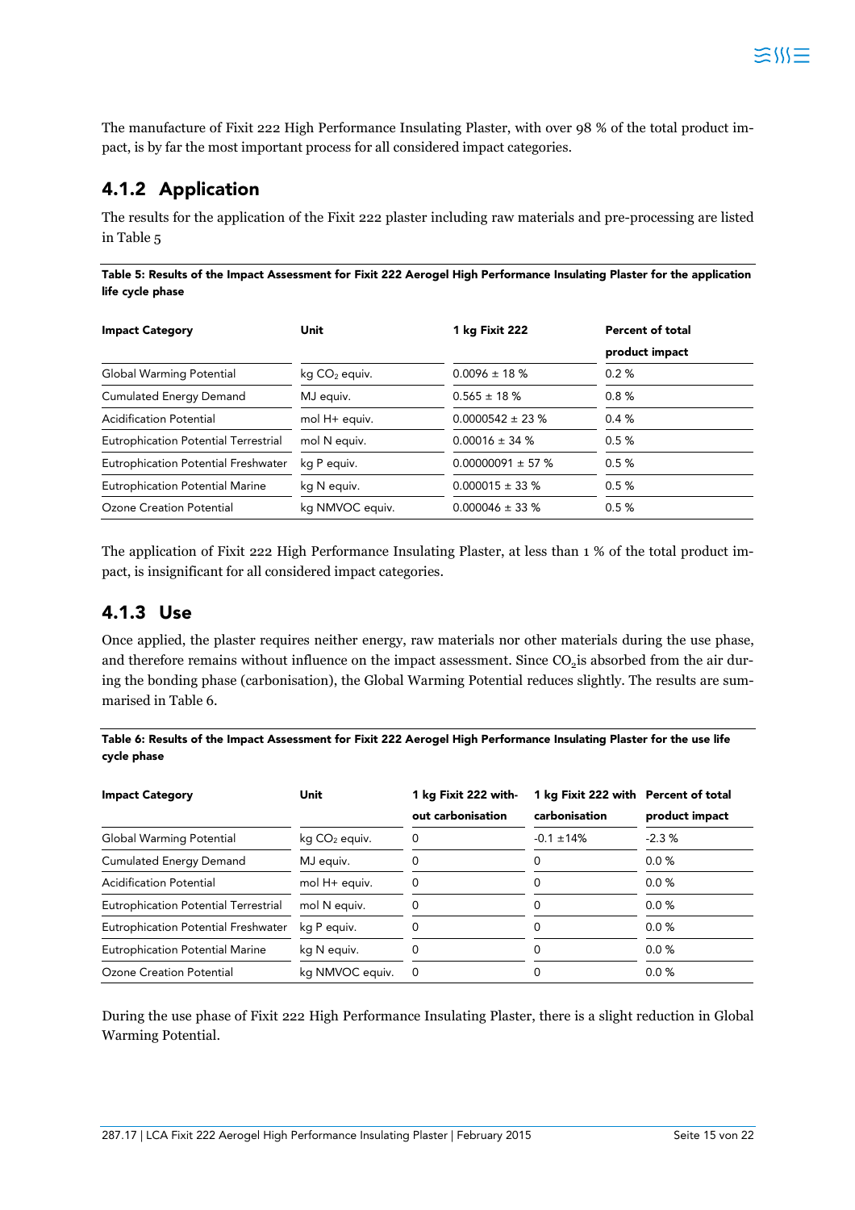The manufacture of Fixit 222 High Performance Insulating Plaster, with over 98 % of the total product impact, is by far the most important process for all considered impact categories.

### 4.1.2 Application

The results for the application of the Fixit 222 plaster including raw materials and pre-processing are listed in Table 5

**Table 5: Results of the Impact Assessment for Fixit 222 Aerogel High Performance Insulating Plaster for the application life cycle phase**

| Impact Category | Unit | 1 kg Fixit 222 | Percent of total product impact |
|---|---|---|---|
| Global Warming Potential | kg $CO_2$ equiv. | 0.0096 ± 18 % | 0.2 % |
| Cumulated Energy Demand | MJ equiv. | 0.565 ± 18 % | 0.8 % |
| Acidification Potential | mol H+ equiv. | 0.0000542 ± 23 % | 0.4 % |
| Eutrophication Potential Terrestrial | mol N equiv. | 0.00016 ± 34 % | 0.5 % |
| Eutrophication Potential Freshwater | kg P equiv. | 0.00000091 ± 57 % | 0.5 % |
| Eutrophication Potential Marine | kg N equiv. | 0.000015 ± 33 % | 0.5 % |
| Ozone Creation Potential | kg NMVOC equiv. | 0.000046 ± 33 % | 0.5 % |

The application of Fixit 222 High Performance Insulating Plaster, at less than 1 % of the total product impact, is insignificant for all considered impact categories.

### 4.1.3 Use

Once applied, the plaster requires neither energy, raw materials nor other materials during the use phase, and therefore remains without influence on the impact assessment. Since $CO_2$ is absorbed from the air during the bonding phase (carbonisation), the Global Warming Potential reduces slightly. The results are summarised in Table 6.

**Table 6: Results of the Impact Assessment for Fixit 222 Aerogel High Performance Insulating Plaster for the use life cycle phase**

| Impact Category | Unit | 1 kg Fixit 222 without carbonisation | 1 kg Fixit 222 with carbonisation | Percent of total product impact |
|---|---|---|---|---|
| Global Warming Potential | kg $CO_2$ equiv. | 0 | -0.1 ±14% | -2.3 % |
| Cumulated Energy Demand | MJ equiv. | 0 | 0 | 0.0 % |
| Acidification Potential | mol H+ equiv. | 0 | 0 | 0.0 % |
| Eutrophication Potential Terrestrial | mol N equiv. | 0 | 0 | 0.0 % |
| Eutrophication Potential Freshwater | kg P equiv. | 0 | 0 | 0.0 % |
| Eutrophication Potential Marine | kg N equiv. | 0 | 0 | 0.0 % |
| Ozone Creation Potential | kg NMVOC equiv. | 0 | 0 | 0.0 % |

During the use phase of Fixit 222 High Performance Insulating Plaster, there is a slight reduction in Global Warming Potential.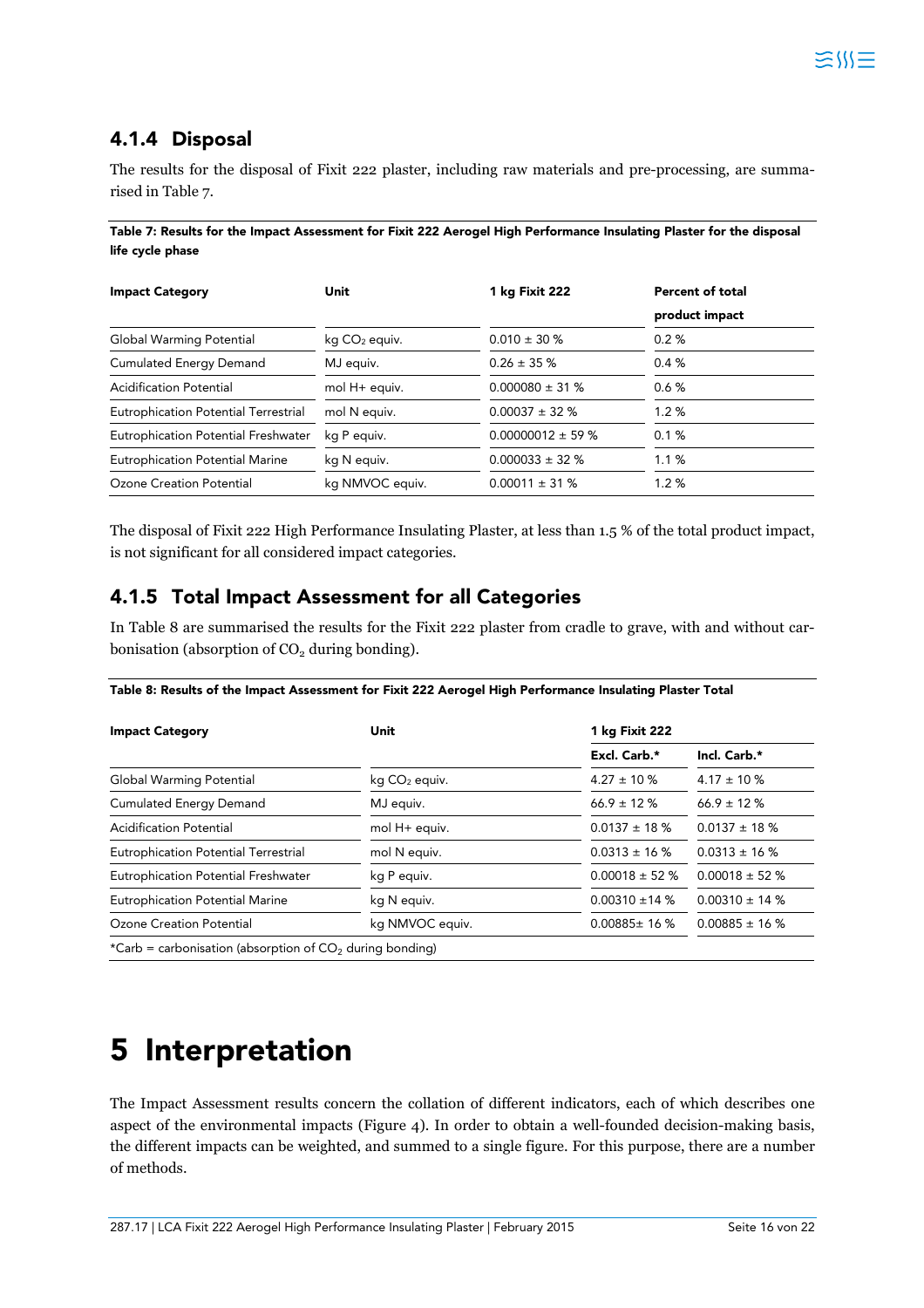### 4.1.4 Disposal

The results for the disposal of Fixit 222 plaster, including raw materials and pre-processing, are summarised in Table 7.

**Table 7: Results for the Impact Assessment for Fixit 222 Aerogel High Performance Insulating Plaster for the disposal life cycle phase**

| Impact Category | Unit | 1 kg Fixit 222 | Percent of total product impact |
|---|---|---|---|
| Global Warming Potential | kg $CO_2$ equiv. | 0.010 ± 30 % | 0.2 % |
| Cumulated Energy Demand | MJ equiv. | 0.26 ± 35 % | 0.4 % |
| Acidification Potential | mol H+ equiv. | 0.000080 ± 31 % | 0.6 % |
| Eutrophication Potential Terrestrial | mol N equiv. | 0.00037 ± 32 % | 1.2 % |
| Eutrophication Potential Freshwater | kg P equiv. | 0.00000012 ± 59 % | 0.1 % |
| Eutrophication Potential Marine | kg N equiv. | 0.000033 ± 32 % | 1.1 % |
| Ozone Creation Potential | kg NMVOC equiv. | 0.00011 ± 31 % | 1.2 % |

The disposal of Fixit 222 High Performance Insulating Plaster, at less than 1.5 % of the total product impact, is not significant for all considered impact categories.

### 4.1.5 Total Impact Assessment for all Categories

In Table 8 are summarised the results for the Fixit 222 plaster from cradle to grave, with and without carbonisation (absorption of $CO_2$ during bonding).

**Table 8: Results of the Impact Assessment for Fixit 222 Aerogel High Performance Insulating Plaster Total**

| Impact Category | Unit | 1 kg Fixit 222 | |
|---|---|---|---|
| | | Excl. Carb.* | Incl. Carb.* |
| Global Warming Potential | kg $CO_2$ equiv. | 4.27 ± 10 % | 4.17 ± 10 % |
| Cumulated Energy Demand | MJ equiv. | 66.9 ± 12 % | 66.9 ± 12 % |
| Acidification Potential | mol H+ equiv. | 0.0137 ± 18 % | 0.0137 ± 18 % |
| Eutrophication Potential Terrestrial | mol N equiv. | 0.0313 ± 16 % | 0.0313 ± 16 % |
| Eutrophication Potential Freshwater | kg P equiv. | 0.00018 ± 52 % | 0.00018 ± 52 % |
| Eutrophication Potential Marine | kg N equiv. | 0.00310 ±14 % | 0.00310 ± 14 % |
| Ozone Creation Potential | kg NMVOC equiv. | 0.00885± 16 % | 0.00885 ± 16 % |

*Carb = carbonisation (absorption of $CO_2$ during bonding)

# 5 Interpretation

The Impact Assessment results concern the collation of different indicators, each of which describes one aspect of the environmental impacts (Figure 4). In order to obtain a well-founded decision-making basis, the different impacts can be weighted, and summed to a single figure. For this purpose, there are a number of methods.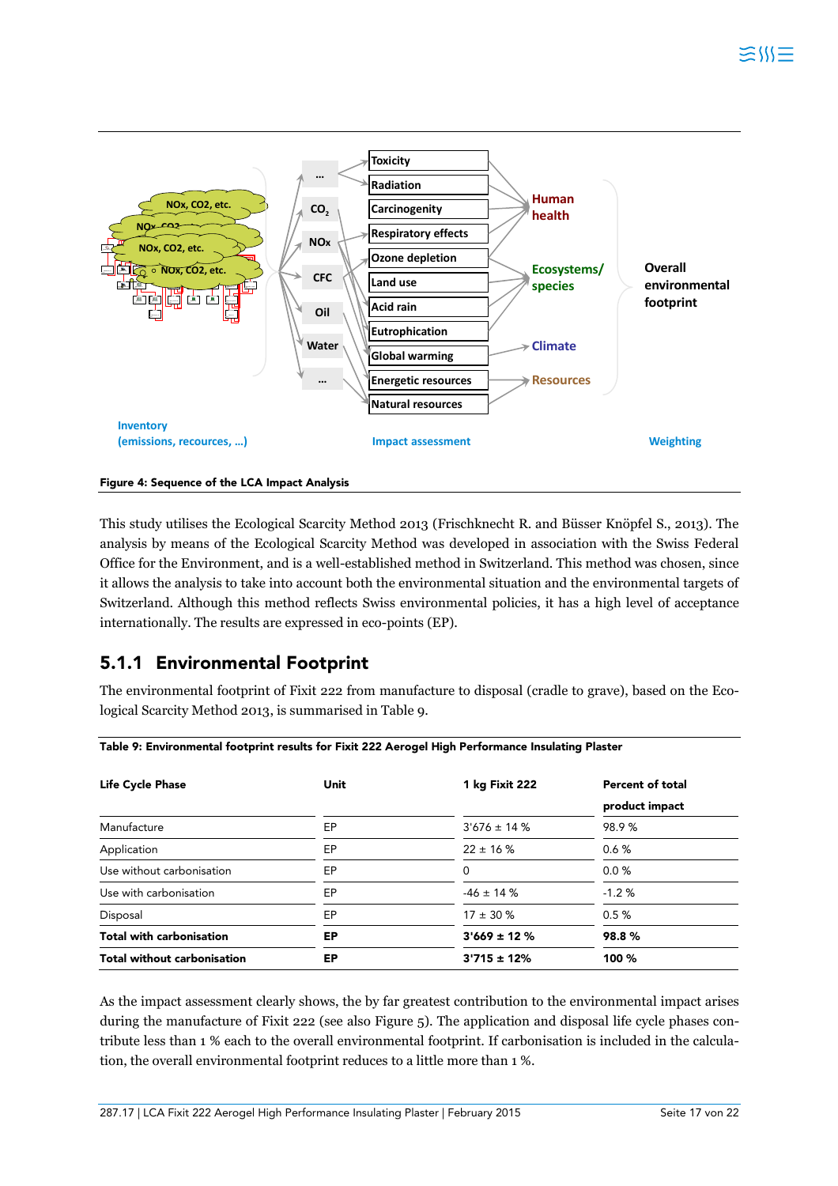Figure 4: Sequence of the LCA Impact Analysis

This study utilises the Ecological Scarcity Method 2013 (Frischknecht R. and Büsser Knöpfel S., 2013). The analysis by means of the Ecological Scarcity Method was developed in association with the Swiss Federal Office for the Environment, and is a well-established method in Switzerland. This method was chosen, since it allows the analysis to take into account both the environmental situation and the environmental targets of Switzerland. Although this method reflects Swiss environmental policies, it has a high level of acceptance internationally. The results are expressed in eco-points (EP).

## 5.1.1 Environmental Footprint

The environmental footprint of Fixit 222 from manufacture to disposal (cradle to grave), based on the Ecological Scarcity Method 2013, is summarised in Table 9.

**Table 9: Environmental footprint results for Fixit 222 Aerogel High Performance Insulating Plaster**

| Life Cycle Phase | Unit | 1 kg Fixit 222 | Percent of total product impact |
|---|---|---|---|
| Manufacture | EP | 3'676 ± 14 % | 98.9 % |
| Application | EP | 22 ± 16 % | 0.6 % |
| Use without carbonisation | EP | 0 | 0.0 % |
| Use with carbonisation | EP | -46 ± 14 % | -1.2 % |
| Disposal | EP | 17 ± 30 % | 0.5 % |
| **Total with carbonisation** | **EP** | **3'669 ± 12 %** | **98.8 %** |
| **Total without carbonisation** | **EP** | **3'715 ± 12%** | **100 %** |

As the impact assessment clearly shows, the by far greatest contribution to the environmental impact arises during the manufacture of Fixit 222 (see also Figure 5). The application and disposal life cycle phases contribute less than 1 % each to the overall environmental footprint. If carbonisation is included in the calculation, the overall environmental footprint reduces to a little more than 1 %.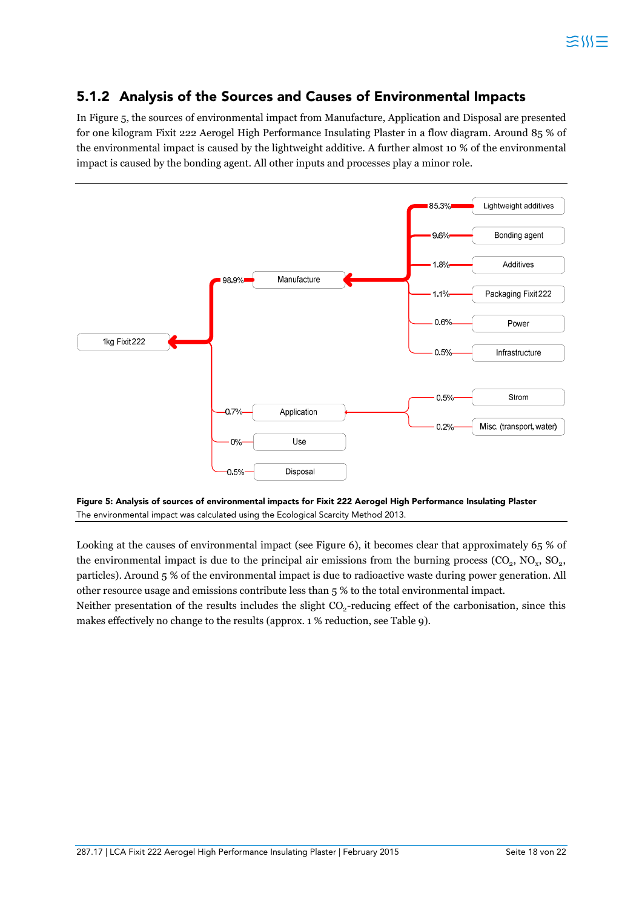## 5.1.2 Analysis of the Sources and Causes of Environmental Impacts

In Figure 5, the sources of environmental impact from Manufacture, Application and Disposal are presented for one kilogram Fixit 222 Aerogel High Performance Insulating Plaster in a flow diagram. Around 85 % of the environmental impact is caused by the lightweight additive. A further almost 10 % of the environmental impact is caused by the bonding agent. All other inputs and processes play a minor role.

**Figure 5: Analysis of sources of environmental impacts for Fixit 222 Aerogel High Performance Insulating Plaster**
The environmental impact was calculated using the Ecological Scarcity Method 2013.

Looking at the causes of environmental impact (see Figure 6), it becomes clear that approximately 65 % of the environmental impact is due to the principal air emissions from the burning process ($CO_2$, $NO_x$, $SO_2$, particles). Around 5 % of the environmental impact is due to radioactive waste during power generation. All other resource usage and emissions contribute less than 5 % to the total environmental impact.
Neither presentation of the results includes the slight $CO_2$-reducing effect of the carbonisation, since this makes effectively no change to the results (approx. 1 % reduction, see Table 9).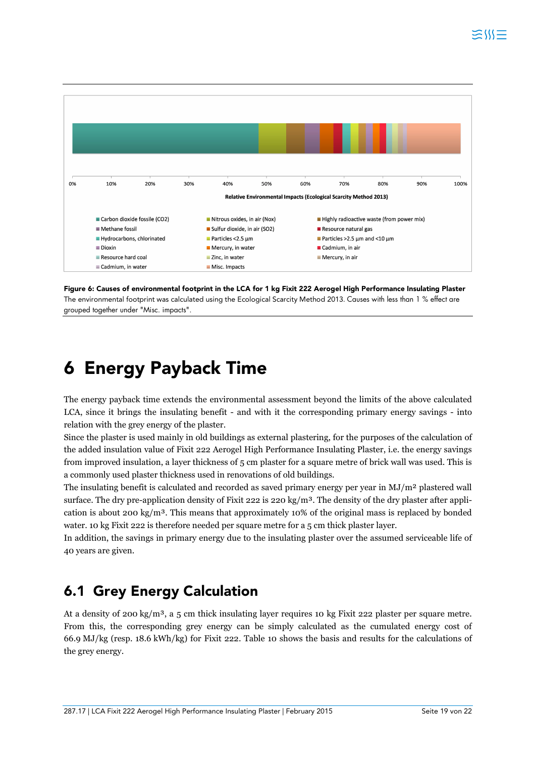Figure 6: Causes of environmental footprint in the LCA for 1 kg Fixit 222 Aerogel High Performance Insulating Plaster

The environmental footprint was calculated using the Ecological Scarcity Method 2013. Causes with less than 1 % effect are grouped together under "Misc. impacts".

# 6 Energy Payback Time

The energy payback time extends the environmental assessment beyond the limits of the above calculated LCA, since it brings the insulating benefit - and with it the corresponding primary energy savings - into relation with the grey energy of the plaster.

Since the plaster is used mainly in old buildings as external plastering, for the purposes of the calculation of the added insulation value of Fixit 222 Aerogel High Performance Insulating Plaster, i.e. the energy savings from improved insulation, a layer thickness of 5 cm plaster for a square metre of brick wall was used. This is a commonly used plaster thickness used in renovations of old buildings.

The insulating benefit is calculated and recorded as saved primary energy per year in MJ/m² plastered wall surface. The dry pre-application density of Fixit 222 is 220 kg/m³. The density of the dry plaster after application is about 200 kg/m³. This means that approximately 10% of the original mass is replaced by bonded water. 10 kg Fixit 222 is therefore needed per square metre for a 5 cm thick plaster layer.

In addition, the savings in primary energy due to the insulating plaster over the assumed serviceable life of 40 years are given.

## 6.1 Grey Energy Calculation

At a density of 200 kg/m³, a 5 cm thick insulating layer requires 10 kg Fixit 222 plaster per square metre. From this, the corresponding grey energy can be simply calculated as the cumulated energy cost of 66.9 MJ/kg (resp. 18.6 kWh/kg) for Fixit 222. Table 10 shows the basis and results for the calculations of the grey energy.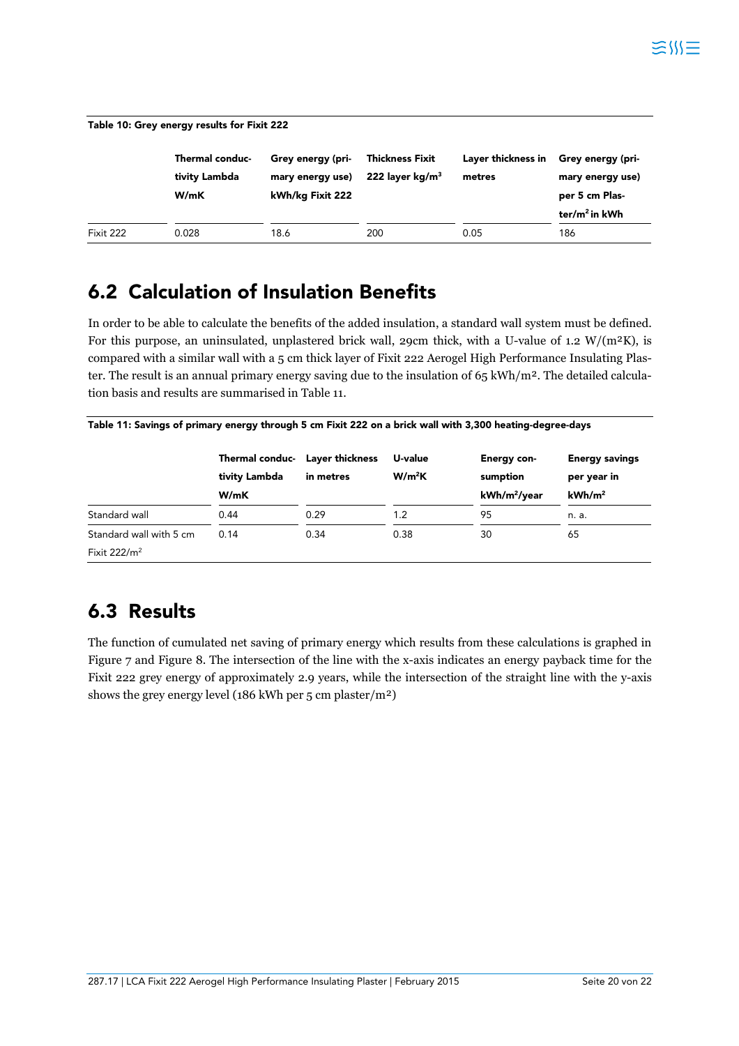**Table 10: Grey energy results for Fixit 222**

| | Thermal conductivity Lambda W/mK | Grey energy (primary energy use) kWh/kg Fixit 222 | Thickness Fixit 222 layer kg/m³ | Layer thickness in metres | Grey energy (primary energy use) per 5 cm Plaster/m² in kWh |
|---|---|---|---|---|---|
| Fixit 222 | 0.028 | 18.6 | 200 | 0.05 | 186 |

## 6.2 Calculation of Insulation Benefits

In order to be able to calculate the benefits of the added insulation, a standard wall system must be defined. For this purpose, an uninsulated, unplastered brick wall, 29cm thick, with a U-value of 1.2 W/(m²K), is compared with a similar wall with a 5 cm thick layer of Fixit 222 Aerogel High Performance Insulating Plaster. The result is an annual primary energy saving due to the insulation of 65 kWh/m². The detailed calculation basis and results are summarised in Table 11.

**Table 11: Savings of primary energy through 5 cm Fixit 222 on a brick wall with 3,300 heating-degree-days**

| | Thermal conductivity Lambda W/mK | Layer thickness in metres | U-value W/m²K | Energy consumption kWh/m²/year | Energy savings per year in kWh/m² |
|---|---|---|---|---|---|
| Standard wall | 0.44 | 0.29 | 1.2 | 95 | n. a. |
| Standard wall with 5 cm Fixit 222/m² | 0.14 | 0.34 | 0.38 | 30 | 65 |

## 6.3 Results

The function of cumulated net saving of primary energy which results from these calculations is graphed in Figure 7 and Figure 8. The intersection of the line with the x-axis indicates an energy payback time for the Fixit 222 grey energy of approximately 2.9 years, while the intersection of the straight line with the y-axis shows the grey energy level (186 kWh per 5 cm plaster/m²)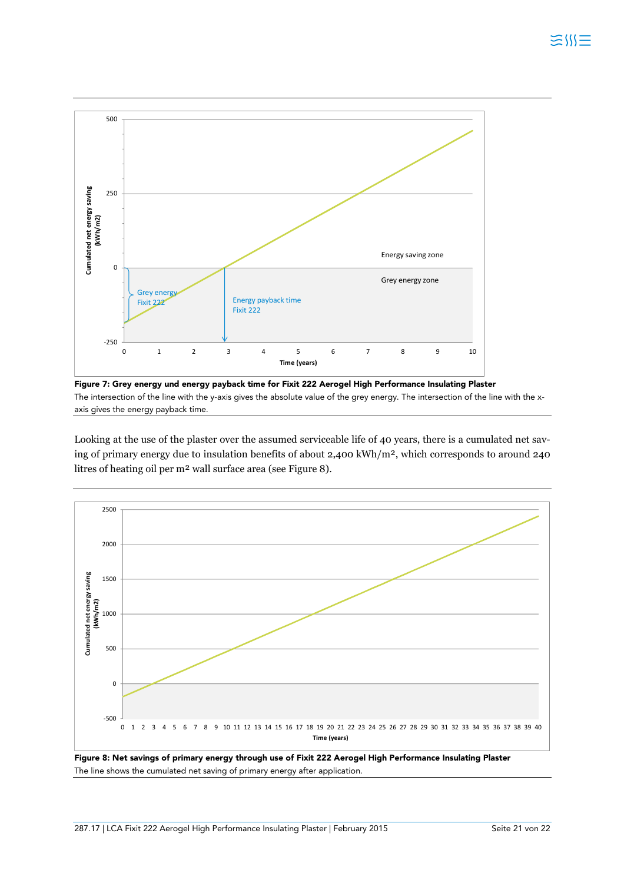**Figure 7: Grey energy und energy payback time for Fixit 222 Aerogel High Performance Insulating Plaster**
The intersection of the line with the y-axis gives the absolute value of the grey energy. The intersection of the line with the x-axis gives the energy payback time.

Looking at the use of the plaster over the assumed serviceable life of 40 years, there is a cumulated net saving of primary energy due to insulation benefits of about 2,400 kWh/m², which corresponds to around 240 litres of heating oil per m² wall surface area (see Figure 8).

**Figure 8: Net savings of primary energy through use of Fixit 222 Aerogel High Performance Insulating Plaster**
The line shows the cumulated net saving of primary energy after application.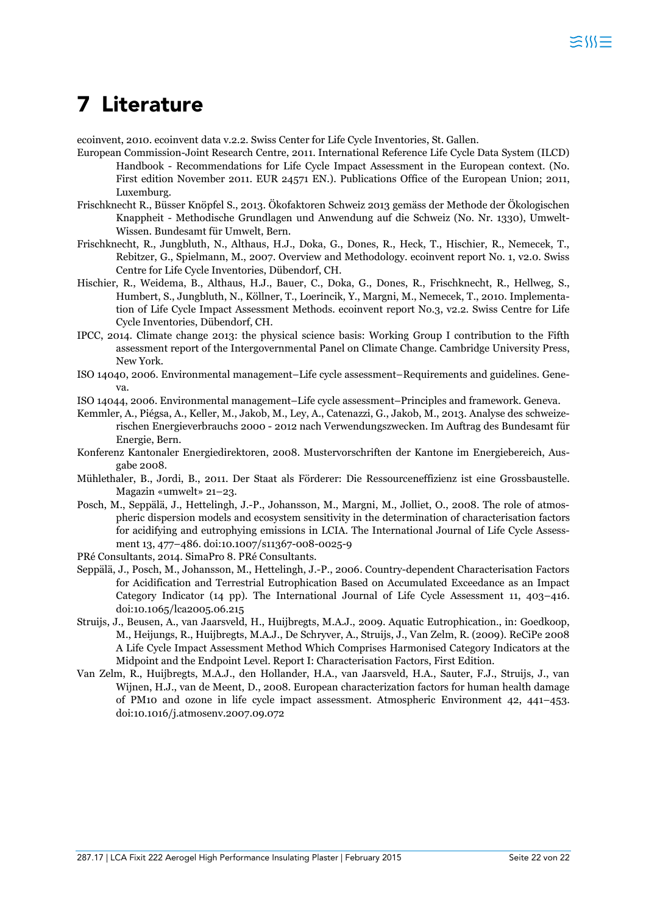# 7 Literature

ecoinvent, 2010. ecoinvent data v.2.2. Swiss Center for Life Cycle Inventories, St. Gallen.

European Commission-Joint Research Centre, 2011. International Reference Life Cycle Data System (ILCD) Handbook - Recommendations for Life Cycle Impact Assessment in the European context. (No. First edition November 2011. EUR 24571 EN.). Publications Office of the European Union; 2011, Luxemburg.

Frischknecht R., Büsser Knöpfel S., 2013. Ökofaktoren Schweiz 2013 gemäss der Methode der Ökologischen Knappheit - Methodische Grundlagen und Anwendung auf die Schweiz (No. Nr. 1330), Umwelt-Wissen. Bundesamt für Umwelt, Bern.

Frischknecht, R., Jungbluth, N., Althaus, H.J., Doka, G., Dones, R., Heck, T., Hischier, R., Nemecek, T., Rebitzer, G., Spielmann, M., 2007. Overview and Methodology. ecoinvent report No. 1, v2.0. Swiss Centre for Life Cycle Inventories, Dübendorf, CH.

Hischier, R., Weidema, B., Althaus, H.J., Bauer, C., Doka, G., Dones, R., Frischknecht, R., Hellweg, S., Humbert, S., Jungbluth, N., Köllner, T., Loerincik, Y., Margni, M., Nemecek, T., 2010. Implementation of Life Cycle Impact Assessment Methods. ecoinvent report No.3, v2.2. Swiss Centre for Life Cycle Inventories, Dübendorf, CH.

IPCC, 2014. Climate change 2013: the physical science basis: Working Group I contribution to the Fifth assessment report of the Intergovernmental Panel on Climate Change. Cambridge University Press, New York.

ISO 14040, 2006. Environmental management–Life cycle assessment–Requirements and guidelines. Geneva.

ISO 14044, 2006. Environmental management–Life cycle assessment–Principles and framework. Geneva.

Kemmler, A., Piégsa, A., Keller, M., Jakob, M., Ley, A., Catenazzi, G., Jakob, M., 2013. Analyse des schweizerischen Energieverbrauchs 2000 - 2012 nach Verwendungszwecken. Im Auftrag des Bundesamt für Energie, Bern.

Konferenz Kantonaler Energiedirektoren, 2008. Mustervorschriften der Kantone im Energiebereich, Ausgabe 2008.

Mühlethaler, B., Jordi, B., 2011. Der Staat als Förderer: Die Ressourceneffizienz ist eine Grossbaustelle. Magazin «umwelt» 21–23.

Posch, M., Seppälä, J., Hettelingh, J.-P., Johansson, M., Margni, M., Jolliet, O., 2008. The role of atmospheric dispersion models and ecosystem sensitivity in the determination of characterisation factors for acidifying and eutrophying emissions in LCIA. The International Journal of Life Cycle Assessment 13, 477–486. doi:10.1007/s11367-008-0025-9

PRé Consultants, 2014. SimaPro 8. PRé Consultants.

Seppälä, J., Posch, M., Johansson, M., Hettelingh, J.-P., 2006. Country-dependent Characterisation Factors for Acidification and Terrestrial Eutrophication Based on Accumulated Exceedance as an Impact Category Indicator (14 pp). The International Journal of Life Cycle Assessment 11, 403–416. doi:10.1065/lca2005.06.215

Struijs, J., Beusen, A., van Jaarsveld, H., Huijbregts, M.A.J., 2009. Aquatic Eutrophication., in: Goedkoop, M., Heijungs, R., Huijbregts, M.A.J., De Schryver, A., Struijs, J., Van Zelm, R. (2009). ReCiPe 2008 A Life Cycle Impact Assessment Method Which Comprises Harmonised Category Indicators at the Midpoint and the Endpoint Level. Report I: Characterisation Factors, First Edition.

Van Zelm, R., Huijbregts, M.A.J., den Hollander, H.A., van Jaarsveld, H.A., Sauter, F.J., Struijs, J., van Wijnen, H.J., van de Meent, D., 2008. European characterization factors for human health damage of PM10 and ozone in life cycle impact assessment. Atmospheric Environment 42, 441–453. doi:10.1016/j.atmosenv.2007.09.072